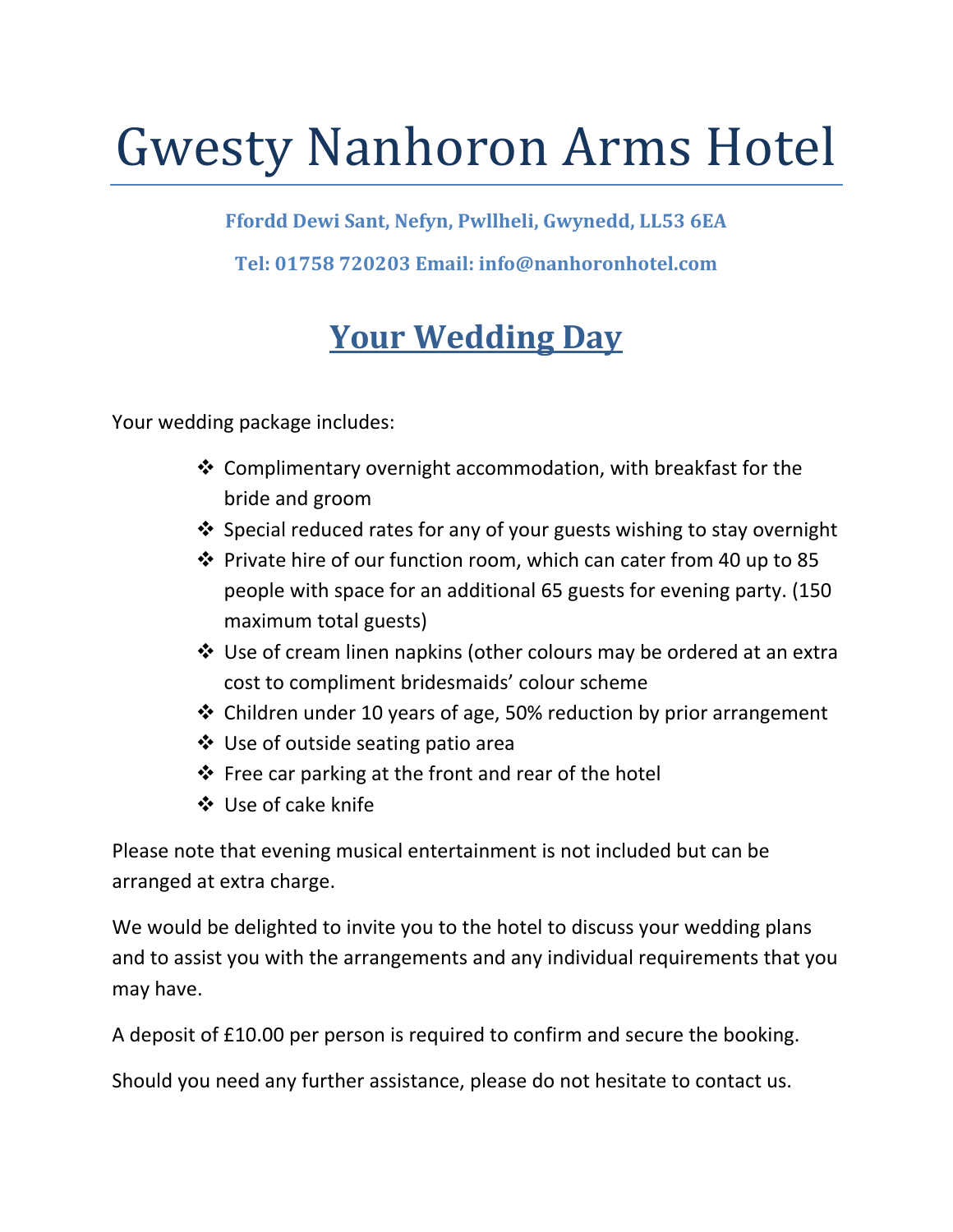# Gwesty Nanhoron Arms Hotel

**Ffordd Dewi Sant, Nefyn, Pwllheli, Gwynedd, LL53 6EA**

**Tel: 01758 720203 Email: info@nanhoronhotel.com**

## Your Wedding Day

Your wedding package includes:

- Complimentary overnight accommodation, with breakfast for the bride and groom
- Special reduced rates for any of your guests wishing to stay overnight
- Private hire of our function room, which can cater from 40 up to 85 people with space for an additional 65 guests for evening party. (150 maximum total guests)
- Use of cream linen napkins (other colours may be ordered at an extra cost to compliment bridesmaids' colour scheme
- Children under 10 years of age, 50% reduction by prior arrangement
- Use of outside seating patio area
- Free car parking at the front and rear of the hotel
- Use of cake knife

Please note that evening musical entertainment is not included but can be arranged at extra charge.

We would be delighted to invite you to the hotel to discuss your wedding plans and to assist you with the arrangements and any individual requirements that you may have.

A deposit of £10.00 per person is required to confirm and secure the booking.

Should you need any further assistance, please do not hesitate to contact us.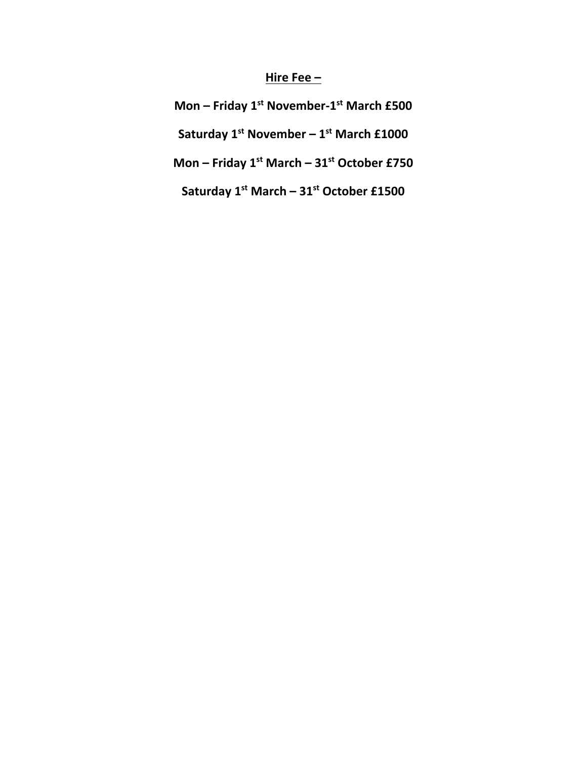**<u>Hire Fee –</u>**

**Mon – Friday 1st November-1st March £500**

**Saturday 1st November – 1st March £1000**

**Mon – Friday 1st March – 31st October £750**

**Saturday 1st March – 31st October £1500**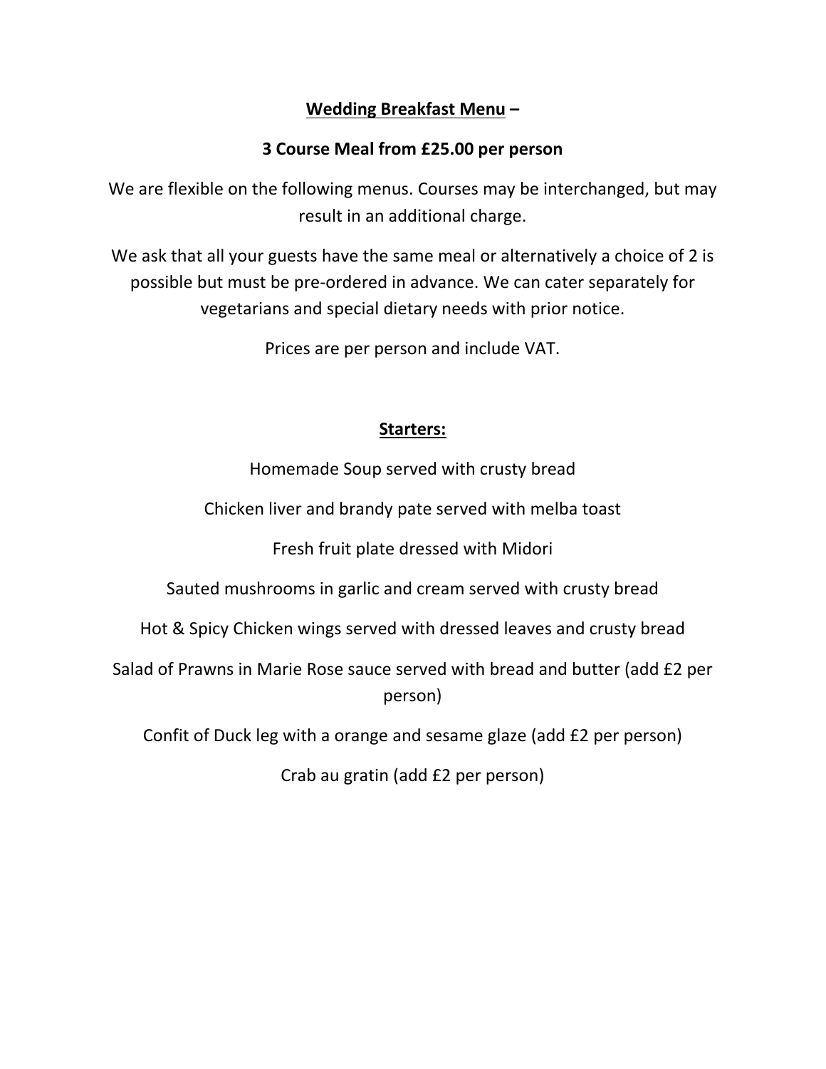## <u>Wedding Breakfast Menu</u> –

**3 Course Meal from £25.00 per person**

We are flexible on the following menus. Courses may be interchanged, but may result in an additional charge.

We ask that all your guests have the same meal or alternatively a choice of 2 is possible but must be pre-ordered in advance. We can cater separately for vegetarians and special dietary needs with prior notice.

Prices are per person and include VAT.

### <u>Starters:</u>

Homemade Soup served with crusty bread

Chicken liver and brandy pate served with melba toast

Fresh fruit plate dressed with Midori

Sauted mushrooms in garlic and cream served with crusty bread

Hot & Spicy Chicken wings served with dressed leaves and crusty bread

Salad of Prawns in Marie Rose sauce served with bread and butter (add £2 per person)

Confit of Duck leg with a orange and sesame glaze (add £2 per person)

Crab au gratin (add £2 per person)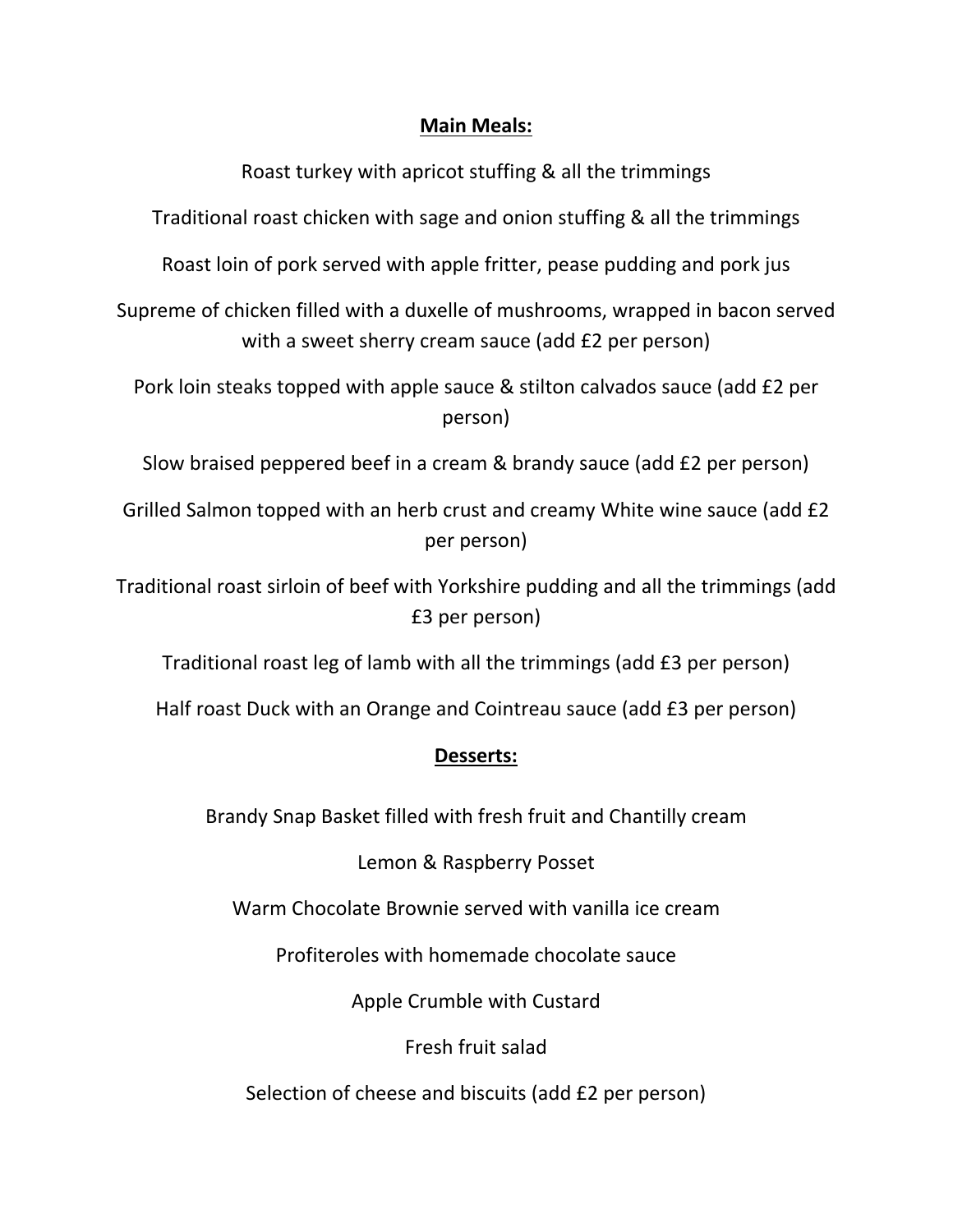**Main Meals:**

Roast turkey with apricot stuffing & all the trimmings

Traditional roast chicken with sage and onion stuffing & all the trimmings

Roast loin of pork served with apple fritter, pease pudding and pork jus

Supreme of chicken filled with a duxelle of mushrooms, wrapped in bacon served with a sweet sherry cream sauce (add £2 per person)

Pork loin steaks topped with apple sauce & stilton calvados sauce (add £2 per person)

Slow braised peppered beef in a cream & brandy sauce (add £2 per person)

Grilled Salmon topped with an herb crust and creamy White wine sauce (add £2 per person)

Traditional roast sirloin of beef with Yorkshire pudding and all the trimmings (add £3 per person)

Traditional roast leg of lamb with all the trimmings (add £3 per person)

Half roast Duck with an Orange and Cointreau sauce (add £3 per person)

**Desserts:**

Brandy Snap Basket filled with fresh fruit and Chantilly cream

Lemon & Raspberry Posset

Warm Chocolate Brownie served with vanilla ice cream

Profiteroles with homemade chocolate sauce

Apple Crumble with Custard

Fresh fruit salad

Selection of cheese and biscuits (add £2 per person)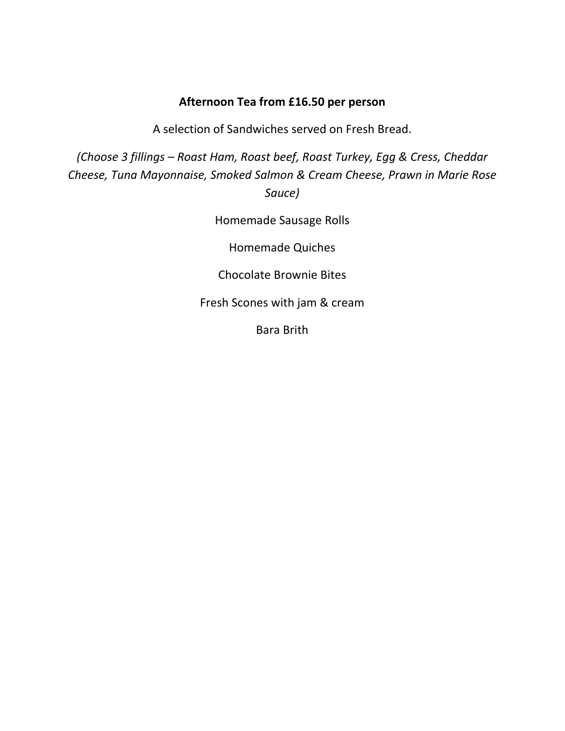**Afternoon Tea from £16.50 per person**

A selection of Sandwiches served on Fresh Bread.

*(Choose 3 fillings – Roast Ham, Roast beef, Roast Turkey, Egg & Cress, Cheddar Cheese, Tuna Mayonnaise, Smoked Salmon & Cream Cheese, Prawn in Marie Rose Sauce)*

Homemade Sausage Rolls

Homemade Quiches

Chocolate Brownie Bites

Fresh Scones with jam & cream

Bara Brith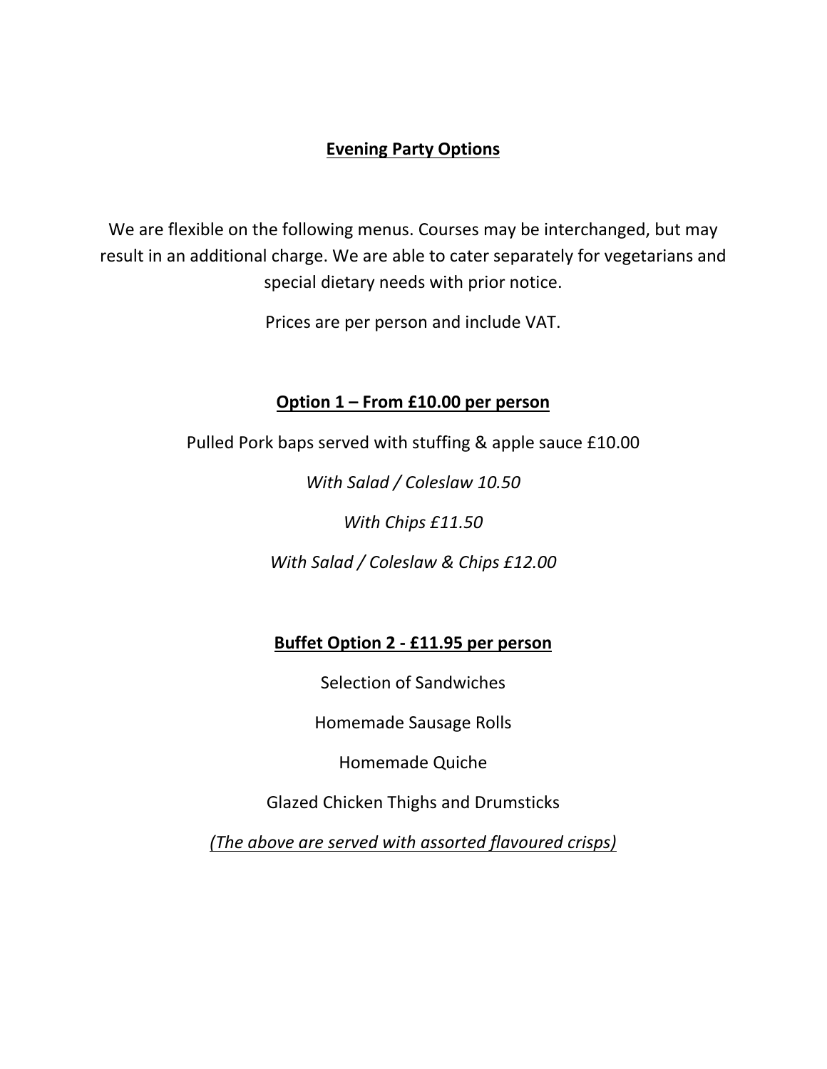## Evening Party Options

We are flexible on the following menus. Courses may be interchanged, but may result in an additional charge. We are able to cater separately for vegetarians and special dietary needs with prior notice.

Prices are per person and include VAT.

### Option 1 – From £10.00 per person

Pulled Pork baps served with stuffing & apple sauce £10.00

*With Salad / Coleslaw 10.50*

*With Chips £11.50*

*With Salad / Coleslaw & Chips £12.00*

### Buffet Option 2 - £11.95 per person

Selection of Sandwiches

Homemade Sausage Rolls

Homemade Quiche

Glazed Chicken Thighs and Drumsticks

*(The above are served with assorted flavoured crisps)*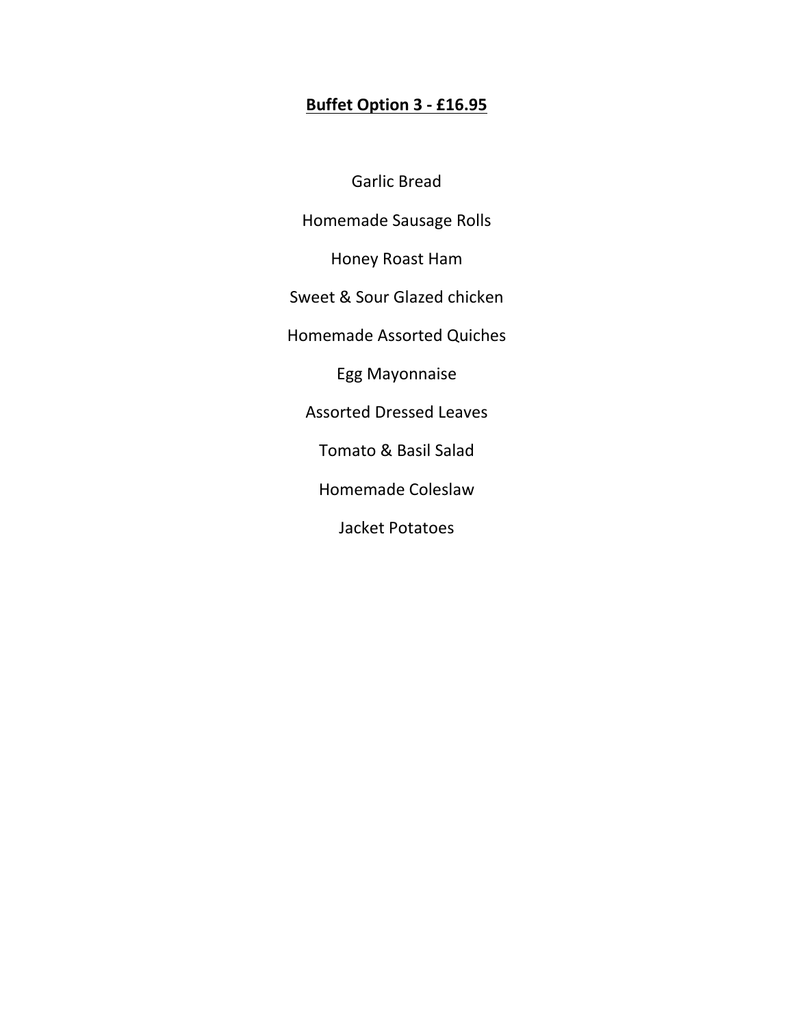# **Buffet Option 3 - £16.95**

Garlic Bread

Homemade Sausage Rolls

Honey Roast Ham

Sweet & Sour Glazed chicken

Homemade Assorted Quiches

Egg Mayonnaise

Assorted Dressed Leaves

Tomato & Basil Salad

Homemade Coleslaw

Jacket Potatoes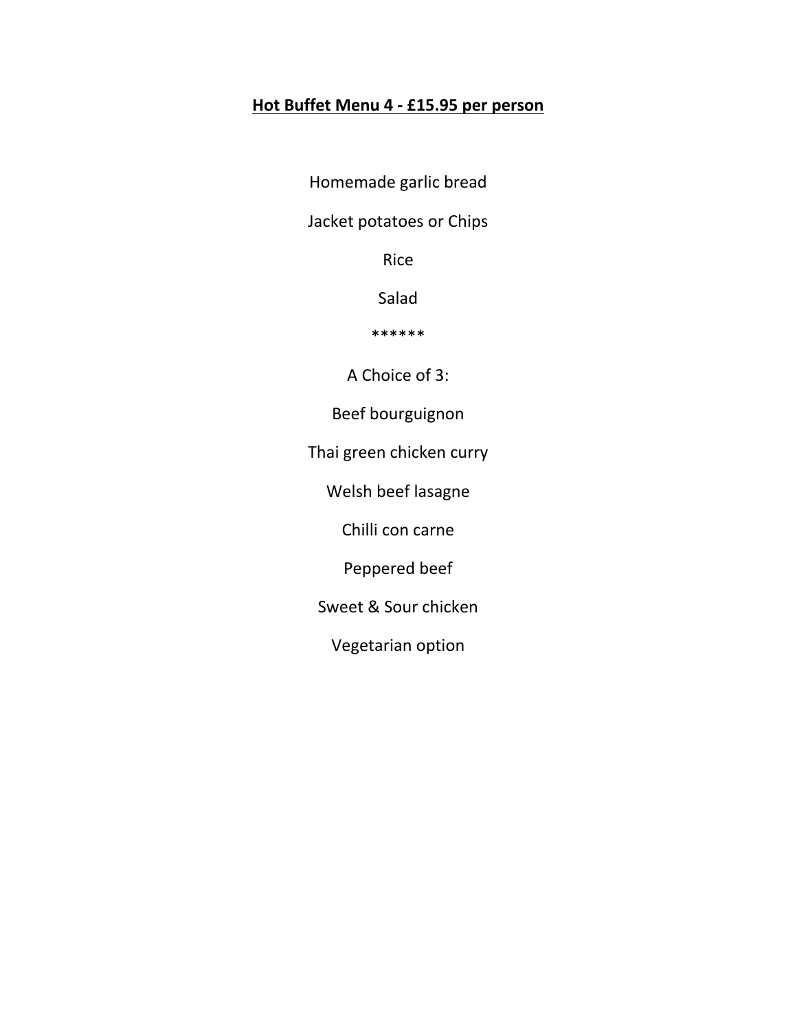# **Hot Buffet Menu 4 - £15.95 per person**

Homemade garlic bread

Jacket potatoes or Chips

Rice

Salad

******

A Choice of 3:

Beef bourguignon

Thai green chicken curry

Welsh beef lasagne

Chilli con carne

Peppered beef

Sweet & Sour chicken

Vegetarian option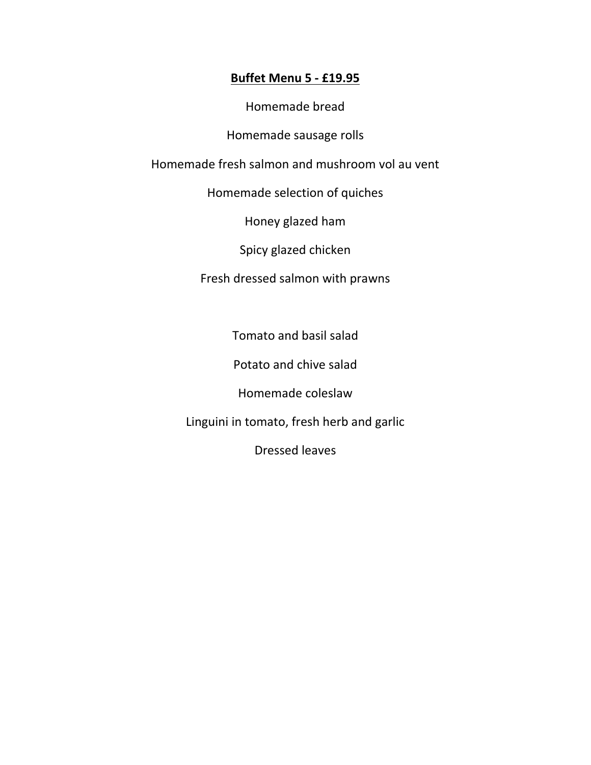**Buffet Menu 5 - £19.95**

Homemade bread

Homemade sausage rolls

Homemade fresh salmon and mushroom vol au vent

Homemade selection of quiches

Honey glazed ham

Spicy glazed chicken

Fresh dressed salmon with prawns

Tomato and basil salad

Potato and chive salad

Homemade coleslaw

Linguini in tomato, fresh herb and garlic

Dressed leaves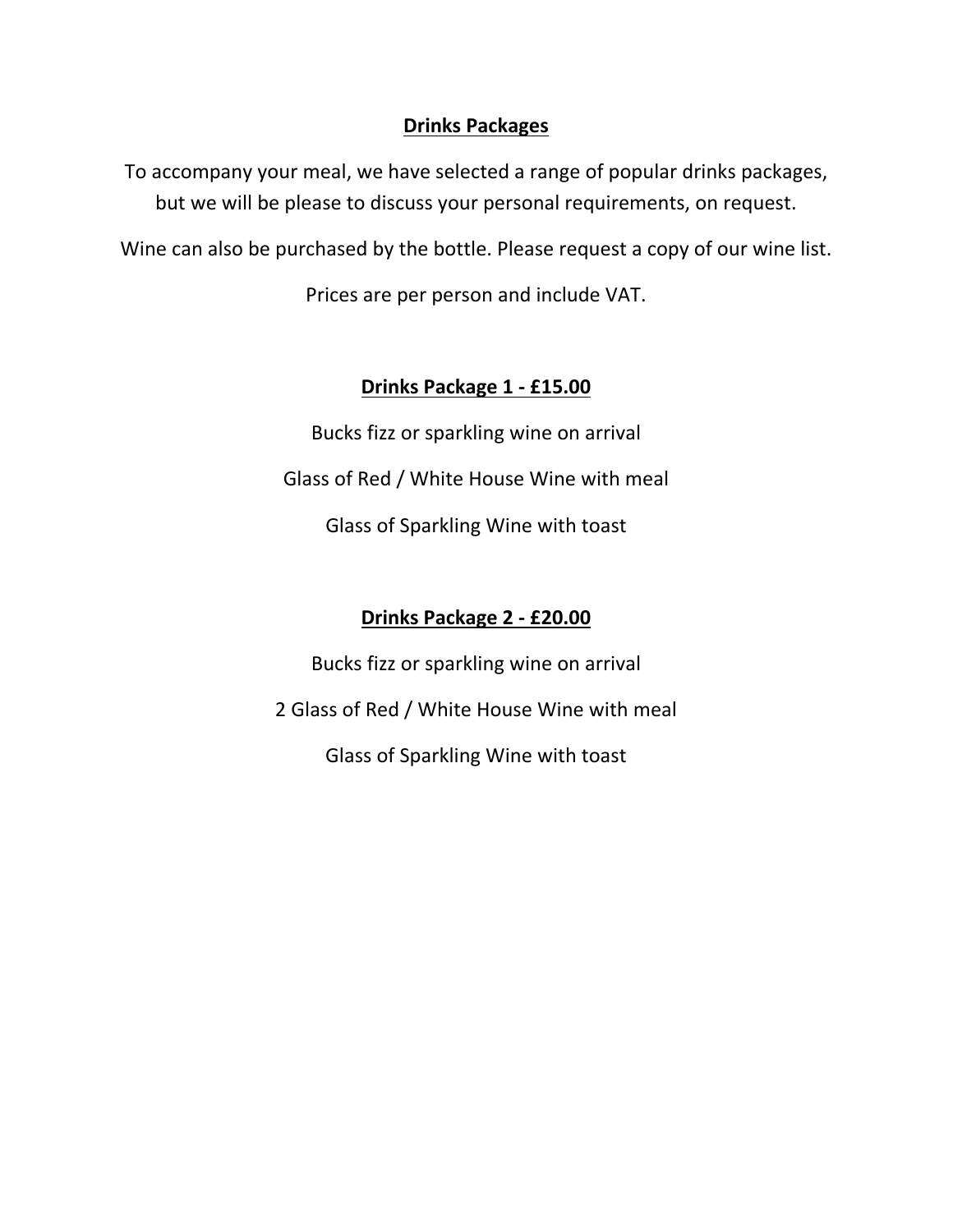## Drinks Packages

To accompany your meal, we have selected a range of popular drinks packages, but we will be please to discuss your personal requirements, on request.

Wine can also be purchased by the bottle. Please request a copy of our wine list.

Prices are per person and include VAT.

### Drinks Package 1 - £15.00

Bucks fizz or sparkling wine on arrival

Glass of Red / White House Wine with meal

Glass of Sparkling Wine with toast

### Drinks Package 2 - £20.00

Bucks fizz or sparkling wine on arrival

2 Glass of Red / White House Wine with meal

Glass of Sparkling Wine with toast